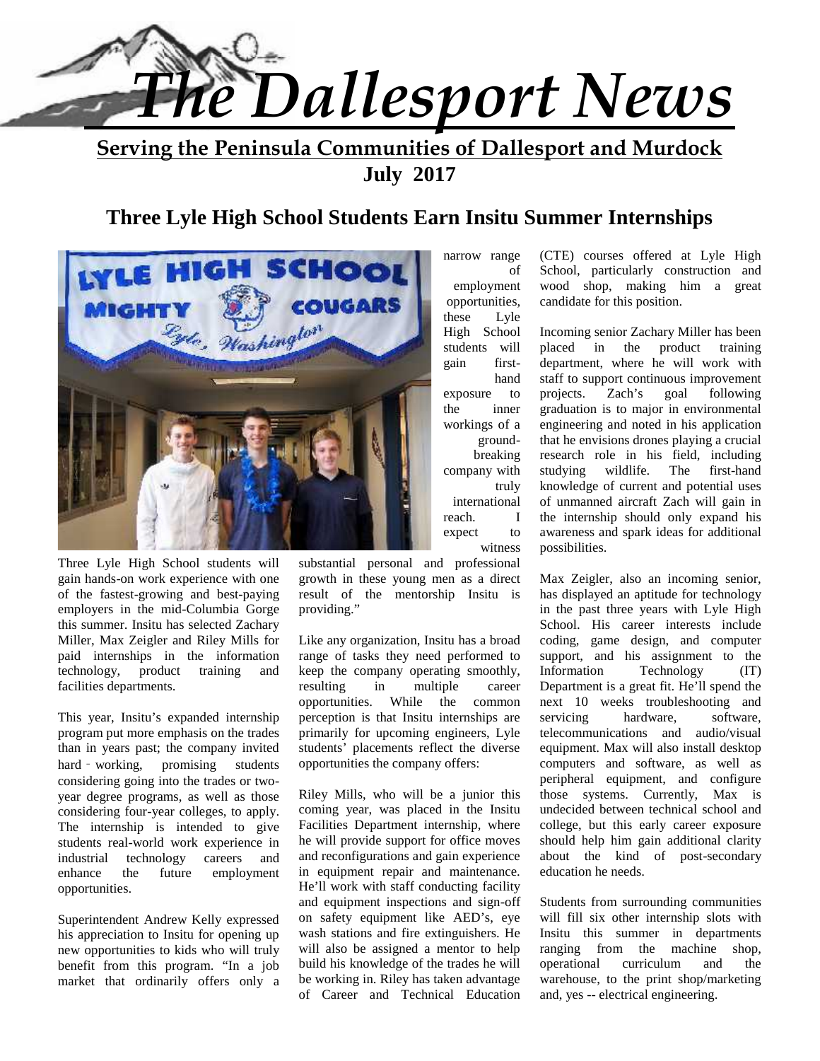# *The Dallesport News*

**Serving the Peninsula Communities of Dallesport and Murdock**

**July 2017**

## Three Lyle High School Students Earn Insitu Summer Internships

Three Lyle High School students will gain hands-on work experience with one of the fastest-growing and best-paying employers in the mid-Columbia Gorge this summer. Insitu has selected Zachary Miller, Max Zeigler and Riley Mills for paid internships in the information technology, product training and facilities departments.

This year, Insitu's expanded internship program put more emphasis on the trades than in years past; the company invited hard - working, promising students considering going into the trades or two-year degree programs, as well as those considering four-year colleges, to apply. The internship is intended to give students real-world work experience in industrial technology careers and enhance the future employment opportunities.

Superintendent Andrew Kelly expressed his appreciation to Insitu for opening up new opportunities to kids who will truly benefit from this program. "In a job market that ordinarily offers only a narrow range of employment opportunities, these Lyle High School students will gain first-hand exposure to the inner workings of a ground-breaking company with truly international reach. I expect to witness substantial personal and professional growth in these young men as a direct result of the mentorship Insitu is providing."

Like any organization, Insitu has a broad range of tasks they need performed to keep the company operating smoothly, resulting in multiple career opportunities. While the common perception is that Insitu internships are primarily for upcoming engineers, Lyle students' placements reflect the diverse opportunities the company offers:

Riley Mills, who will be a junior this coming year, was placed in the Insitu Facilities Department internship, where he will provide support for office moves and reconfigurations and gain experience in equipment repair and maintenance. He'll work with staff conducting facility and equipment inspections and sign-off on safety equipment like AED's, eye wash stations and fire extinguishers. He will also be assigned a mentor to help build his knowledge of the trades he will be working in. Riley has taken advantage of Career and Technical Education (CTE) courses offered at Lyle High School, particularly construction and wood shop, making him a great candidate for this position.

Incoming senior Zachary Miller has been placed in the product training department, where he will work with staff to support continuous improvement projects. Zach's goal following graduation is to major in environmental engineering and noted in his application that he envisions drones playing a crucial research role in his field, including studying wildlife. The first-hand knowledge of current and potential uses of unmanned aircraft Zach will gain in the internship should only expand his awareness and spark ideas for additional possibilities.

Max Zeigler, also an incoming senior, has displayed an aptitude for technology in the past three years with Lyle High School. His career interests include coding, game design, and computer support, and his assignment to the Information Technology (IT) Department is a great fit. He'll spend the next 10 weeks troubleshooting and servicing hardware, software, telecommunications and audio/visual equipment. Max will also install desktop computers and software, as well as peripheral equipment, and configure those systems. Currently, Max is undecided between technical school and college, but this early career exposure should help him gain additional clarity about the kind of post-secondary education he needs.

Students from surrounding communities will fill six other internship slots with Insitu this summer in departments ranging from the machine shop, operational curriculum and the warehouse, to the print shop/marketing and, yes -- electrical engineering.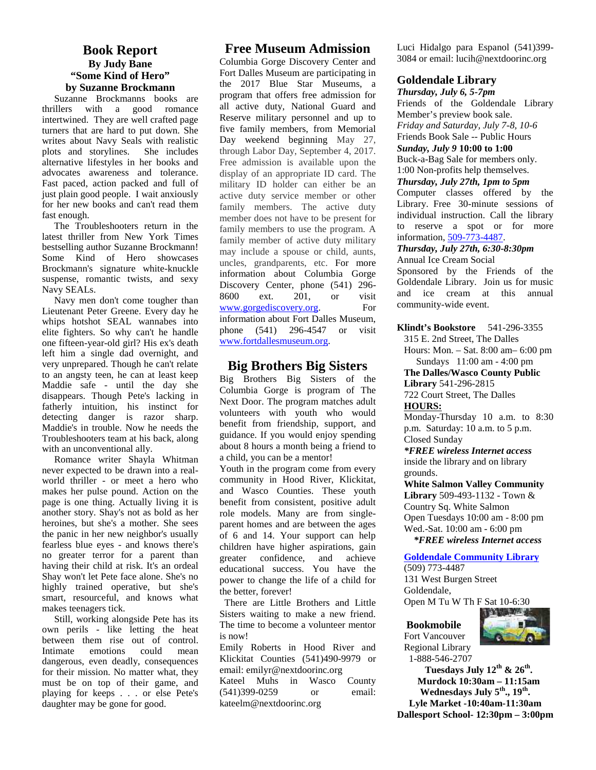## Book Report

**By Judy Bane**

**"Some Kind of Hero"**

**by Suzanne Brockmann**

Suzanne Brockmanns books are thrillers with a good romance intertwined. They are well crafted page turners that are hard to put down. She writes about Navy Seals with realistic plots and storylines. She includes alternative lifestyles in her books and advocates awareness and tolerance. Fast paced, action packed and full of just plain good people. I wait anxiously for her new books and can't read them fast enough.

The Troubleshooters return in the latest thriller from New York Times bestselling author Suzanne Brockmann! Some Kind of Hero showcases Brockmann's signature white-knuckle suspense, romantic twists, and sexy Navy SEALs.

Navy men don't come tougher than Lieutenant Peter Greene. Every day he whips hotshot SEAL wannabes into elite fighters. So why can't he handle one fifteen-year-old girl? His ex's death left him a single dad overnight, and very unprepared. Though he can't relate to an angsty teen, he can at least keep Maddie safe - until the day she disappears. Though Pete's lacking in fatherly intuition, his instinct for detecting danger is razor sharp. Maddie's in trouble. Now he needs the Troubleshooters team at his back, along with an unconventional ally.

Romance writer Shayla Whitman never expected to be drawn into a real-world thriller - or meet a hero who makes her pulse pound. Action on the page is one thing. Actually living it is another story. Shay's not as bold as her heroines, but she's a mother. She sees the panic in her new neighbor's usually fearless blue eyes - and knows there's no greater terror for a parent than having their child at risk. It's an ordeal Shay won't let Pete face alone. She's no highly trained operative, but she's smart, resourceful, and knows what makes teenagers tick.

Still, working alongside Pete has its own perils - like letting the heat between them rise out of control. Intimate emotions could mean dangerous, even deadly, consequences for their mission. No matter what, they must be on top of their game, and playing for keeps . . . or else Pete's daughter may be gone for good.

## Free Museum Admission

Columbia Gorge Discovery Center and Fort Dalles Museum are participating in the 2017 Blue Star Museums, a program that offers free admission for all active duty, National Guard and Reserve military personnel and up to five family members, from Memorial Day weekend beginning May 27, through Labor Day, September 4, 2017. Free admission is available upon the display of an appropriate ID card. The military ID holder can either be an active duty service member or other family members. The active duty member does not have to be present for family members to use the program. A family member of active duty military may include a spouse or child, aunts, uncles, grandparents, etc. For more information about Columbia Gorge Discovery Center, phone (541) 296-8600 ext. 201, or visit www.gorgediscovery.org. For information about Fort Dalles Museum, phone (541) 296-4547 or visit www.fortdallesmuseum.org.

## Big Brothers Big Sisters

Big Brothers Big Sisters of the Columbia Gorge is program of The Next Door. The program matches adult volunteers with youth who would benefit from friendship, support, and guidance. If you would enjoy spending about 8 hours a month being a friend to a child, you can be a mentor!

Youth in the program come from every community in Hood River, Klickitat, and Wasco Counties. These youth benefit from consistent, positive adult role models. Many are from single-parent homes and are between the ages of 6 and 14. Your support can help children have higher aspirations, gain greater confidence, and achieve educational success. You have the power to change the life of a child for the better, forever!

There are Little Brothers and Little Sisters waiting to make a new friend. The time to become a volunteer mentor is now!

Emily Roberts in Hood River and Klickitat Counties (541)490-9979 or email: emilyr@nextdoorinc.org

Kateel Muhs in Wasco County (541)399-0259 or email: kateelm@nextdoorinc.org

Luci Hidalgo para Espanol (541)399-3084 or email: lucih@nextdoorinc.org

## Goldendale Library

***Thursday, July 6, 5-7pm***

Friends of the Goldendale Library Member's preview book sale.

*Friday and Saturday, July 7-8, 10-6*

Friends Book Sale -- Public Hours

***Sunday, July 9* 10:00 to 1:00**

Buck-a-Bag Sale for members only.

1:00 Non-profits help themselves.

***Thursday, July 27th, 1pm to 5pm***

Computer classes offered by the Library. Free 30-minute sessions of individual instruction. Call the library to reserve a spot or for more information, 509-773-4487.

***Thursday, July 27th, 6:30-8:30pm***

Annual Ice Cream Social

Sponsored by the Friends of the Goldendale Library. Join us for music and ice cream at this annual community-wide event.

**Klindt's Bookstore** 541-296-3355

315 E. 2nd Street, The Dalles

Hours: Mon. – Sat. 8:00 am– 6:00 pm

Sundays 11:00 am - 4:00 pm

**The Dalles/Wasco County Public Library** 541-296-2815

722 Court Street, The Dalles

**HOURS:**

Monday-Thursday 10 a.m. to 8:30 p.m. Saturday: 10 a.m. to 5 p.m. Closed Sunday

***\*FREE wireless Internet access*** inside the library and on library grounds.

**White Salmon Valley Community Library** 509-493-1132 - Town & Country Sq. White Salmon

Open Tuesdays 10:00 am - 8:00 pm

Wed.-Sat. 10:00 am - 6:00 pm

***\*FREE wireless Internet access***

**Goldendale Community Library**

(509) 773-4487

131 West Burgen Street

Goldendale,

Open M Tu W Th F Sat 10-6:30

**Bookmobile**

Fort Vancouver Regional Library

1-888-546-2707

**Tuesdays July 12th & 26th.**

**Murdock 10:30am – 11:15am**

**Wednesdays July 5th., 19th.**

**Lyle Market -10:40am-11:30am**

**Dallesport School- 12:30pm – 3:00pm**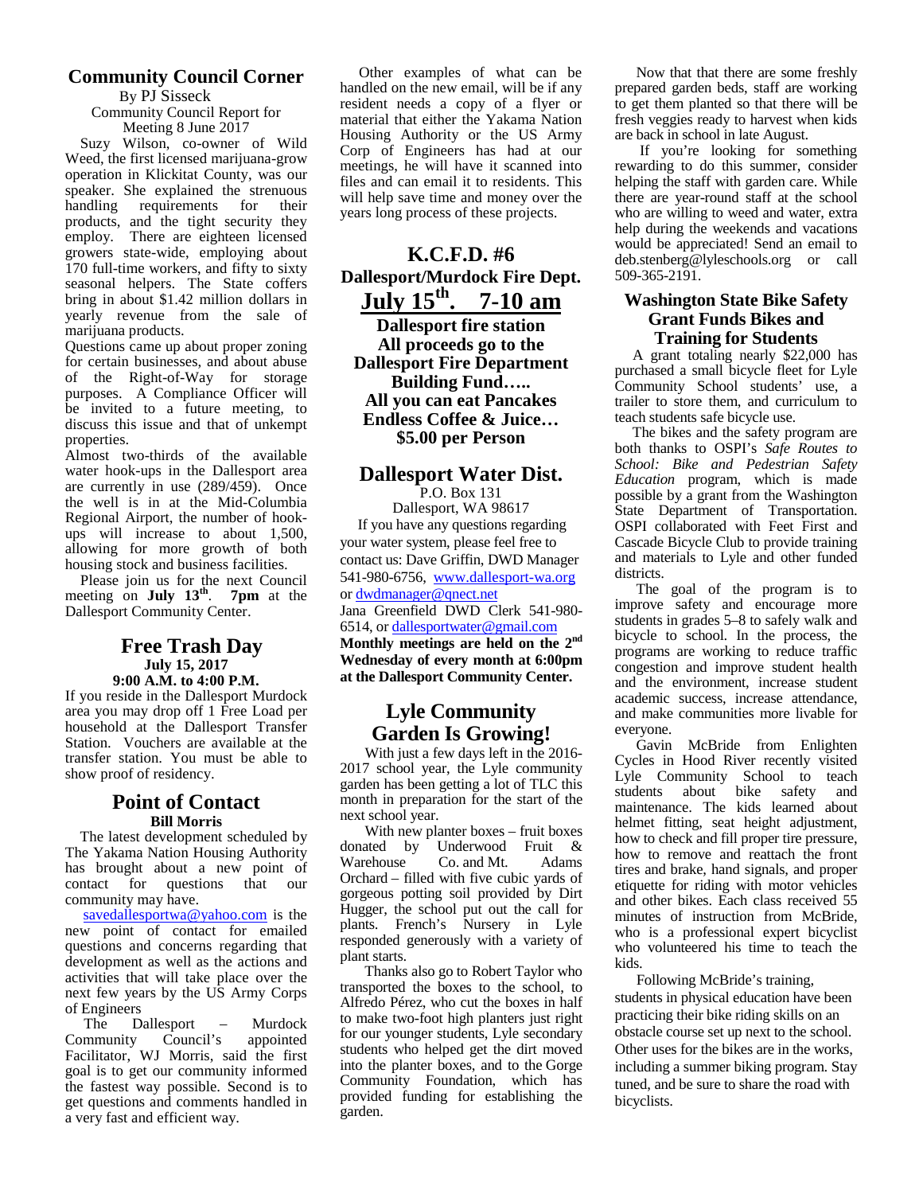## Community Council Corner

By PJ Sisseck

Community Council Report for Meeting 8 June 2017

Suzy Wilson, co-owner of Wild Weed, the first licensed marijuana-grow operation in Klickitat County, was our speaker. She explained the strenuous handling requirements for their products, and the tight security they employ. There are eighteen licensed growers state-wide, employing about 170 full-time workers, and fifty to sixty seasonal helpers. The State coffers bring in about $1.42 million dollars in yearly revenue from the sale of marijuana products.

Questions came up about proper zoning for certain businesses, and about abuse of the Right-of-Way for storage purposes. A Compliance Officer will be invited to a future meeting, to discuss this issue and that of unkempt properties.

Almost two-thirds of the available water hook-ups in the Dallesport area are currently in use (289/459). Once the well is in at the Mid-Columbia Regional Airport, the number of hook-ups will increase to about 1,500, allowing for more growth of both housing stock and business facilities.

Please join us for the next Council meeting on **July 13th**. **7pm** at the Dallesport Community Center.

## Free Trash Day

**July 15, 2017**
**9:00 A.M. to 4:00 P.M.**

If you reside in the Dallesport Murdock area you may drop off 1 Free Load per household at the Dallesport Transfer Station. Vouchers are available at the transfer station. You must be able to show proof of residency.

## Point of Contact

**Bill Morris**

The latest development scheduled by The Yakama Nation Housing Authority has brought about a new point of contact for questions that our community may have.

savedallesportwa@yahoo.com is the new point of contact for emailed questions and concerns regarding that development as well as the actions and activities that will take place over the next few years by the US Army Corps of Engineers

The Dallesport – Murdock Community Council's appointed Facilitator, WJ Morris, said the first goal is to get our community informed the fastest way possible. Second is to get questions and comments handled in a very fast and efficient way.

Other examples of what can be handled on the new email, will be if any resident needs a copy of a flyer or material that either the Yakama Nation Housing Authority or the US Army Corp of Engineers has had at our meetings, he will have it scanned into files and can email it to residents. This will help save time and money over the years long process of these projects.

## K.C.F.D. #6

**Dallesport/Murdock Fire Dept.**

**July 15th. 7-10 am**

**Dallesport fire station**
**All proceeds go to the Dallesport Fire Department Building Fund…..**
**All you can eat Pancakes**
**Endless Coffee & Juice…**
**$5.00 per Person**

## Dallesport Water Dist.

P.O. Box 131
Dallesport, WA 98617

If you have any questions regarding your water system, please feel free to contact us: Dave Griffin, DWD Manager 541-980-6756, www.dallesport-wa.org or dwdmanager@qnect.net

Jana Greenfield DWD Clerk 541-980-6514, or dallesportwater@gmail.com

**Monthly meetings are held on the 2nd Wednesday of every month at 6:00pm at the Dallesport Community Center.**

## Lyle Community Garden Is Growing!

With just a few days left in the 2016-2017 school year, the Lyle community garden has been getting a lot of TLC this month in preparation for the start of the next school year.

With new planter boxes – fruit boxes donated by Underwood Fruit & Warehouse Co. and Mt. Adams Orchard – filled with five cubic yards of gorgeous potting soil provided by Dirt Hugger, the school put out the call for plants. French's Nursery in Lyle responded generously with a variety of plant starts.

Thanks also go to Robert Taylor who transported the boxes to the school, to Alfredo Pérez, who cut the boxes in half to make two-foot high planters just right for our younger students, Lyle secondary students who helped get the dirt moved into the planter boxes, and to the Gorge Community Foundation, which has provided funding for establishing the garden.

Now that that there are some freshly prepared garden beds, staff are working to get them planted so that there will be fresh veggies ready to harvest when kids are back in school in late August.

If you're looking for something rewarding to do this summer, consider helping the staff with garden care. While there are year-round staff at the school who are willing to weed and water, extra help during the weekends and vacations would be appreciated! Send an email to deb.stenberg@lyleschools.org or call 509-365-2191.

## Washington State Bike Safety Grant Funds Bikes and Training for Students

A grant totaling nearly $22,000 has purchased a small bicycle fleet for Lyle Community School students' use, a trailer to store them, and curriculum to teach students safe bicycle use.

The bikes and the safety program are both thanks to OSPI's *Safe Routes to School: Bike and Pedestrian Safety Education* program, which is made possible by a grant from the Washington State Department of Transportation. OSPI collaborated with Feet First and Cascade Bicycle Club to provide training and materials to Lyle and other funded districts.

The goal of the program is to improve safety and encourage more students in grades 5–8 to safely walk and bicycle to school. In the process, the programs are working to reduce traffic congestion and improve student health and the environment, increase student academic success, increase attendance, and make communities more livable for everyone.

Gavin McBride from Enlighten Cycles in Hood River recently visited Lyle Community School to teach students about bike safety and maintenance. The kids learned about helmet fitting, seat height adjustment, how to check and fill proper tire pressure, how to remove and reattach the front tires and brake, hand signals, and proper etiquette for riding with motor vehicles and other bikes. Each class received 55 minutes of instruction from McBride, who is a professional expert bicyclist who volunteered his time to teach the kids.

Following McBride's training, students in physical education have been practicing their bike riding skills on an obstacle course set up next to the school. Other uses for the bikes are in the works, including a summer biking program. Stay tuned, and be sure to share the road with bicyclists.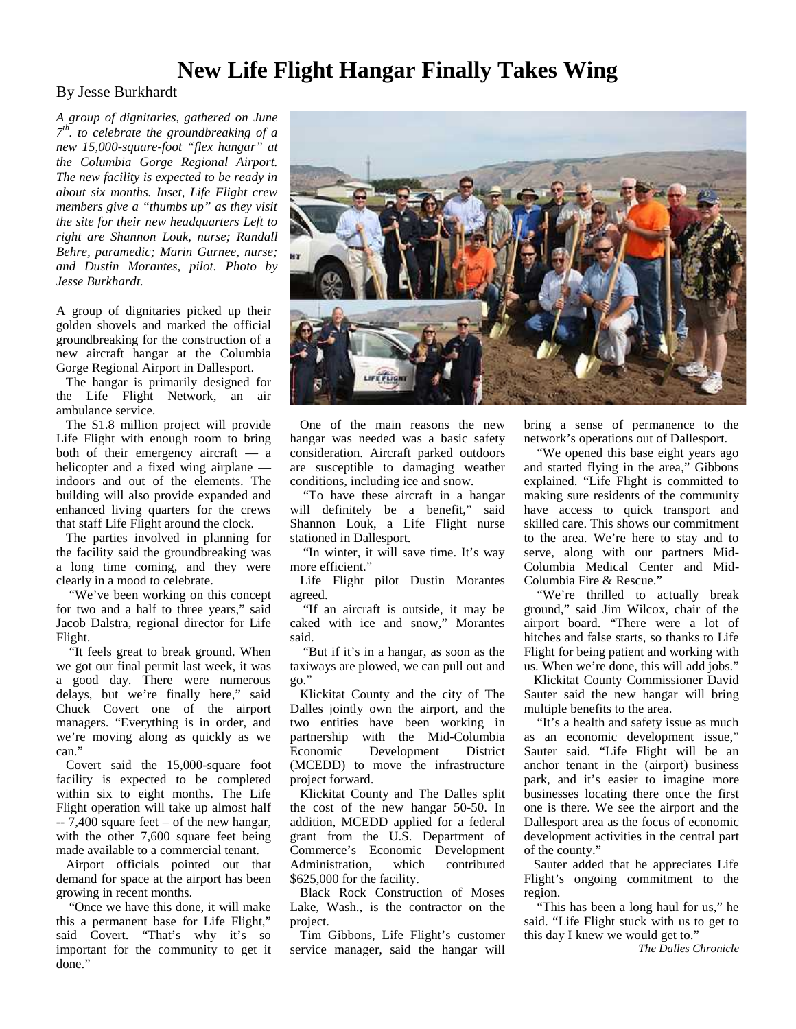# New Life Flight Hangar Finally Takes Wing

By Jesse Burkhardt

*A group of dignitaries, gathered on June 7th. to celebrate the groundbreaking of a new 15,000-square-foot "flex hangar" at the Columbia Gorge Regional Airport. The new facility is expected to be ready in about six months. Inset, Life Flight crew members give a "thumbs up" as they visit the site for their new headquarters Left to right are Shannon Louk, nurse; Randall Behre, paramedic; Marin Gurnee, nurse; and Dustin Morantes, pilot. Photo by Jesse Burkhardt.*

A group of dignitaries picked up their golden shovels and marked the official groundbreaking for the construction of a new aircraft hangar at the Columbia Gorge Regional Airport in Dallesport.

The hangar is primarily designed for the Life Flight Network, an air ambulance service.

The $1.8 million project will provide Life Flight with enough room to bring both of their emergency aircraft — a helicopter and a fixed wing airplane — indoors and out of the elements. The building will also provide expanded and enhanced living quarters for the crews that staff Life Flight around the clock.

The parties involved in planning for the facility said the groundbreaking was a long time coming, and they were clearly in a mood to celebrate.

"We've been working on this concept for two and a half to three years," said Jacob Dalstra, regional director for Life Flight.

"It feels great to break ground. When we got our final permit last week, it was a good day. There were numerous delays, but we're finally here," said Chuck Covert one of the airport managers. "Everything is in order, and we're moving along as quickly as we can."

Covert said the 15,000-square foot facility is expected to be completed within six to eight months. The Life Flight operation will take up almost half -- 7,400 square feet – of the new hangar, with the other 7,600 square feet being made available to a commercial tenant.

Airport officials pointed out that demand for space at the airport has been growing in recent months.

"Once we have this done, it will make this a permanent base for Life Flight," said Covert. "That's why it's so important for the community to get it done."

One of the main reasons the new hangar was needed was a basic safety consideration. Aircraft parked outdoors are susceptible to damaging weather conditions, including ice and snow.

"To have these aircraft in a hangar will definitely be a benefit," said Shannon Louk, a Life Flight nurse stationed in Dallesport.

"In winter, it will save time. It's way more efficient."

Life Flight pilot Dustin Morantes agreed.

"If an aircraft is outside, it may be caked with ice and snow," Morantes said.

"But if it's in a hangar, as soon as the taxiways are plowed, we can pull out and go."

Klickitat County and the city of The Dalles jointly own the airport, and the two entities have been working in partnership with the Mid-Columbia Economic Development District (MCEDD) to move the infrastructure project forward.

Klickitat County and The Dalles split the cost of the new hangar 50-50. In addition, MCEDD applied for a federal grant from the U.S. Department of Commerce's Economic Development Administration, which contributed $625,000 for the facility.

Black Rock Construction of Moses Lake, Wash., is the contractor on the project.

Tim Gibbons, Life Flight's customer service manager, said the hangar will bring a sense of permanence to the network's operations out of Dallesport.

"We opened this base eight years ago and started flying in the area," Gibbons explained. "Life Flight is committed to making sure residents of the community have access to quick transport and skilled care. This shows our commitment to the area. We're here to stay and to serve, along with our partners Mid-Columbia Medical Center and Mid-Columbia Fire & Rescue."

"We're thrilled to actually break ground," said Jim Wilcox, chair of the airport board. "There were a lot of hitches and false starts, so thanks to Life Flight for being patient and working with us. When we're done, this will add jobs."

Klickitat County Commissioner David Sauter said the new hangar will bring multiple benefits to the area.

"It's a health and safety issue as much as an economic development issue," Sauter said. "Life Flight will be an anchor tenant in the (airport) business park, and it's easier to imagine more businesses locating there once the first one is there. We see the airport and the Dallesport area as the focus of economic development activities in the central part of the county."

Sauter added that he appreciates Life Flight's ongoing commitment to the region.

"This has been a long haul for us," he said. "Life Flight stuck with us to get to this day I knew we would get to."

*The Dalles Chronicle*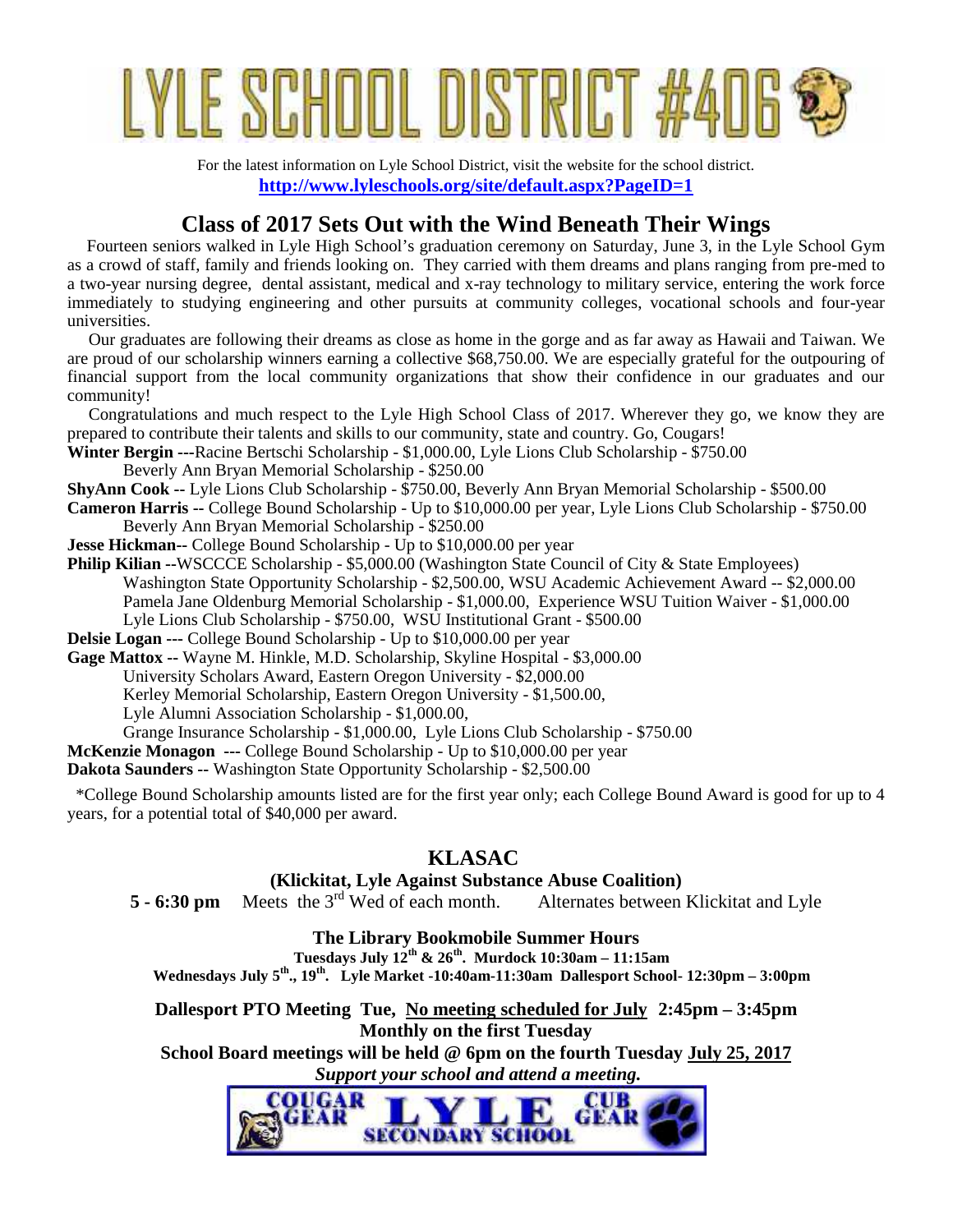# LYLE SCHOOL DISTRICT #406

For the latest information on Lyle School District, visit the website for the school district.
**http://www.lyleschools.org/site/default.aspx?PageID=1**

## Class of 2017 Sets Out with the Wind Beneath Their Wings

Fourteen seniors walked in Lyle High School's graduation ceremony on Saturday, June 3, in the Lyle School Gym as a crowd of staff, family and friends looking on. They carried with them dreams and plans ranging from pre-med to a two-year nursing degree, dental assistant, medical and x-ray technology to military service, entering the work force immediately to studying engineering and other pursuits at community colleges, vocational schools and four-year universities.

Our graduates are following their dreams as close as home in the gorge and as far away as Hawaii and Taiwan. We are proud of our scholarship winners earning a collective $68,750.00. We are especially grateful for the outpouring of financial support from the local community organizations that show their confidence in our graduates and our community!

Congratulations and much respect to the Lyle High School Class of 2017. Wherever they go, we know they are prepared to contribute their talents and skills to our community, state and country. Go, Cougars!

**Winter Bergin** ---Racine Bertschi Scholarship - $1,000.00, Lyle Lions Club Scholarship - $750.00
Beverly Ann Bryan Memorial Scholarship - $250.00

**ShyAnn Cook** -- Lyle Lions Club Scholarship - $750.00, Beverly Ann Bryan Memorial Scholarship - $500.00

**Cameron Harris** -- College Bound Scholarship - Up to $10,000.00 per year, Lyle Lions Club Scholarship - $750.00
Beverly Ann Bryan Memorial Scholarship - $250.00

**Jesse Hickman**-- College Bound Scholarship - Up to $10,000.00 per year

**Philip Kilian** --WSCCCE Scholarship - $5,000.00 (Washington State Council of City & State Employees)
Washington State Opportunity Scholarship - $2,500.00, WSU Academic Achievement Award -- $2,000.00
Pamela Jane Oldenburg Memorial Scholarship - $1,000.00, Experience WSU Tuition Waiver - $1,000.00
Lyle Lions Club Scholarship - $750.00, WSU Institutional Grant - $500.00

**Delsie Logan** --- College Bound Scholarship - Up to $10,000.00 per year

**Gage Mattox** -- Wayne M. Hinkle, M.D. Scholarship, Skyline Hospital - $3,000.00
University Scholars Award, Eastern Oregon University - $2,000.00
Kerley Memorial Scholarship, Eastern Oregon University - $1,500.00,
Lyle Alumni Association Scholarship - $1,000.00,
Grange Insurance Scholarship - $1,000.00, Lyle Lions Club Scholarship - $750.00

**McKenzie Monagon** --- College Bound Scholarship - Up to $10,000.00 per year

**Dakota Saunders** -- Washington State Opportunity Scholarship - $2,500.00

*College Bound Scholarship amounts listed are for the first year only; each College Bound Award is good for up to 4 years, for a potential total of $40,000 per award.

## KLASAC

**(Klickitat, Lyle Against Substance Abuse Coalition)**

**5 - 6:30 pm** Meets the 3rd Wed of each month. Alternates between Klickitat and Lyle

**The Library Bookmobile Summer Hours**

**Tuesdays July 12th & 26th. Murdock 10:30am – 11:15am**

**Wednesdays July 5th., 19th. Lyle Market -10:40am-11:30am Dallesport School- 12:30pm – 3:00pm**

**Dallesport PTO Meeting Tue, No meeting scheduled for July 2:45pm – 3:45pm**
**Monthly on the first Tuesday**

**School Board meetings will be held @ 6pm on the fourth Tuesday July 25, 2017**

***Support your school and attend a meeting.***

COUGAR GEAR LYLE SECONDARY SCHOOL CUB GEAR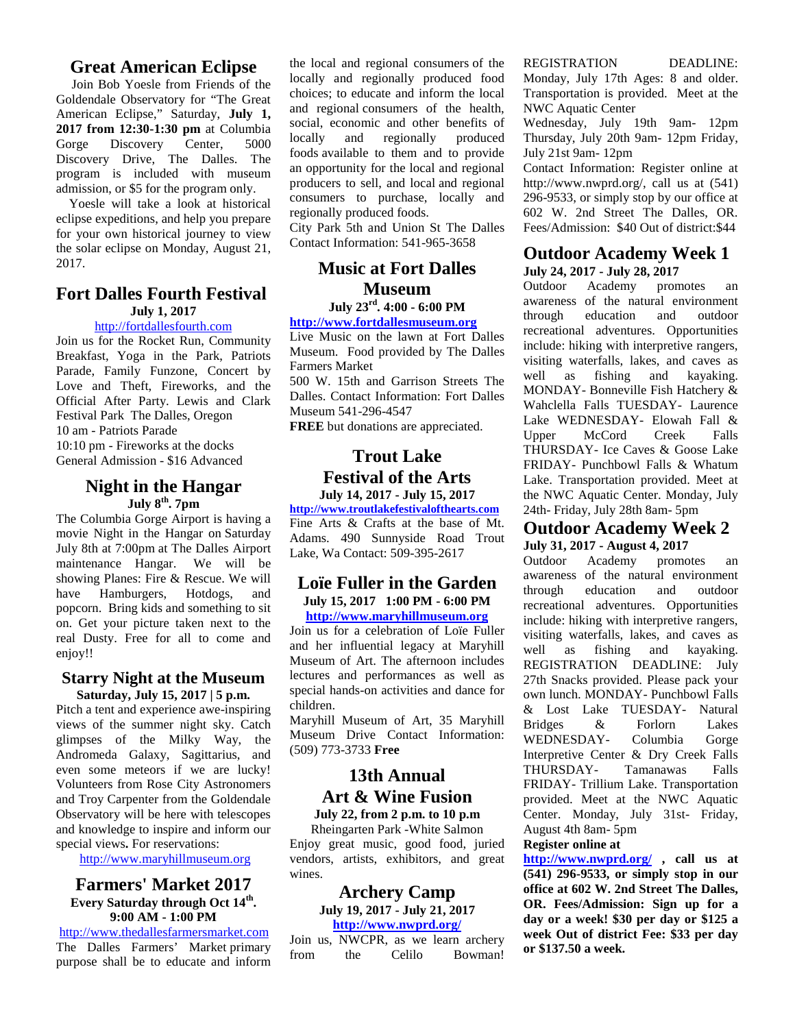## Great American Eclipse

Join Bob Yoesle from Friends of the Goldendale Observatory for "The Great American Eclipse," Saturday, **July 1, 2017 from 12:30-1:30 pm** at Columbia Gorge Discovery Center, 5000 Discovery Drive, The Dalles. The program is included with museum admission, or $5 for the program only.

Yoesle will take a look at historical eclipse expeditions, and help you prepare for your own historical journey to view the solar eclipse on Monday, August 21, 2017.

## Fort Dalles Fourth Festival

**July 1, 2017**

http://fortdallesfourth.com

Join us for the Rocket Run, Community Breakfast, Yoga in the Park, Patriots Parade, Family Funzone, Concert by Love and Theft, Fireworks, and the Official After Party. Lewis and Clark Festival Park The Dalles, Oregon

10 am - Patriots Parade

10:10 pm - Fireworks at the docks

General Admission - $16 Advanced

## Night in the Hangar

**July 8th. 7pm**

The Columbia Gorge Airport is having a movie Night in the Hangar on Saturday July 8th at 7:00pm at The Dalles Airport maintenance Hangar. We will be showing Planes: Fire & Rescue. We will have Hamburgers, Hotdogs, and popcorn. Bring kids and something to sit on. Get your picture taken next to the real Dusty. Free for all to come and enjoy!!

## Starry Night at the Museum

**Saturday, July 15, 2017 | 5 p.m.**

Pitch a tent and experience awe-inspiring views of the summer night sky. Catch glimpses of the Milky Way, the Andromeda Galaxy, Sagittarius, and even some meteors if we are lucky! Volunteers from Rose City Astronomers and Troy Carpenter from the Goldendale Observatory will be here with telescopes and knowledge to inspire and inform our special views**.** For reservations:

http://www.maryhillmuseum.org

## Farmers' Market 2017

**Every Saturday through Oct 14th.**
**9:00 AM - 1:00 PM**

http://www.thedallesfarmersmarket.com

The Dalles Farmers' Market primary purpose shall be to educate and inform the local and regional consumers of the locally and regionally produced food choices; to educate and inform the local and regional consumers of the health, social, economic and other benefits of locally and regionally produced foods available to them and to provide an opportunity for the local and regional producers to sell, and local and regional consumers to purchase, locally and regionally produced foods.

City Park 5th and Union St The Dalles Contact Information: 541-965-3658

## Music at Fort Dalles Museum

**July 23rd. 4:00 - 6:00 PM**

**http://www.fortdallesmuseum.org**

Live Music on the lawn at Fort Dalles Museum. Food provided by The Dalles Farmers Market

500 W. 15th and Garrison Streets The Dalles. Contact Information: Fort Dalles Museum 541-296-4547

**FREE** but donations are appreciated.

## Trout Lake Festival of the Arts

**July 14, 2017 - July 15, 2017**

**http://www.troutlakefestivalofthearts.com**

Fine Arts & Crafts at the base of Mt. Adams. 490 Sunnyside Road Trout Lake, Wa Contact: 509-395-2617

## Loïe Fuller in the Garden

**July 15, 2017 1:00 PM - 6:00 PM**

**http://www.maryhillmuseum.org**

Join us for a celebration of Loïe Fuller and her influential legacy at Maryhill Museum of Art. The afternoon includes lectures and performances as well as special hands-on activities and dance for children.

Maryhill Museum of Art, 35 Maryhill Museum Drive Contact Information: (509) 773-3733 **Free**

## 13th Annual Art & Wine Fusion

**July 22, from 2 p.m. to 10 p.m**

Rheingarten Park -White Salmon

Enjoy great music, good food, juried vendors, artists, exhibitors, and great wines.

## Archery Camp

**July 19, 2017 - July 21, 2017**

**http://www.nwprd.org/**

Join us, NWCPR, as we learn archery from the Celilo Bowman! REGISTRATION DEADLINE: Monday, July 17th Ages: 8 and older. Transportation is provided. Meet at the NWC Aquatic Center

Wednesday, July 19th 9am- 12pm Thursday, July 20th 9am- 12pm Friday, July 21st 9am- 12pm

Contact Information: Register online at http://www.nwprd.org/, call us at (541) 296-9533, or simply stop by our office at 602 W. 2nd Street The Dalles, OR. Fees/Admission: $40 Out of district:$44

## Outdoor Academy Week 1

**July 24, 2017 - July 28, 2017**

Outdoor Academy promotes an awareness of the natural environment through education and outdoor recreational adventures. Opportunities include: hiking with interpretive rangers, visiting waterfalls, lakes, and caves as well as fishing and kayaking. MONDAY- Bonneville Fish Hatchery & Wahclella Falls TUESDAY- Laurence Lake WEDNESDAY- Elowah Fall & Upper McCord Creek Falls THURSDAY- Ice Caves & Goose Lake FRIDAY- Punchbowl Falls & Whatum Lake. Transportation provided. Meet at the NWC Aquatic Center. Monday, July 24th- Friday, July 28th 8am- 5pm

## Outdoor Academy Week 2

**July 31, 2017 - August 4, 2017**

Outdoor Academy promotes an awareness of the natural environment through education and outdoor recreational adventures. Opportunities include: hiking with interpretive rangers, visiting waterfalls, lakes, and caves as well as fishing and kayaking. REGISTRATION DEADLINE: July 27th Snacks provided. Please pack your own lunch. MONDAY- Punchbowl Falls & Lost Lake TUESDAY- Natural Bridges & Forlorn Lakes WEDNESDAY- Columbia Gorge Interpretive Center & Dry Creek Falls THURSDAY- Tamanawas Falls FRIDAY- Trillium Lake. Transportation provided. Meet at the NWC Aquatic Center. Monday, July 31st- Friday, August 4th 8am- 5pm

**Register online at http://www.nwprd.org/ , call us at (541) 296-9533, or simply stop in our office at 602 W. 2nd Street The Dalles, OR. Fees/Admission: Sign up for a day or a week! $30 per day or $125 a week Out of district Fee: $33 per day or $137.50 a week.**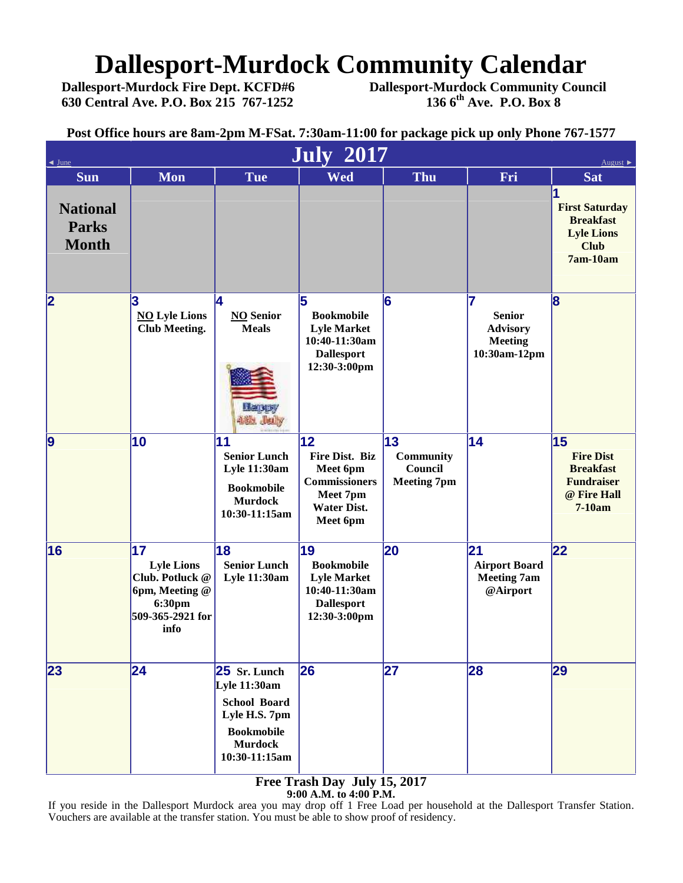# Dallesport-Murdock Community Calendar

**Dallesport-Murdock Fire Dept. KCFD#6**
**630 Central Ave. P.O. Box 215 767-1252**

**Dallesport-Murdock Community Council**
**136 6th Ave. P.O. Box 8**

**Post Office hours are 8am-2pm M-FSat. 7:30am-11:00 for package pick up only Phone 767-1577**

## July 2017

◄ June | August ►

| Sun | Mon | Tue | Wed | Thu | Fri | Sat |
|---|---|---|---|---|---|---|
| **National Parks Month** | | | | | | 1 **First Saturday Breakfast Lyle Lions Club 7am-10am** |
| 2 | 3 **NO Lyle Lions Club Meeting.** | 4 **NO Senior Meals** Happy 4th July | 5 **Bookmobile Lyle Market 10:40-11:30am Dallesport 12:30-3:00pm** | 6 | 7 **Senior Advisory Meeting 10:30am-12pm** | 8 |
| 9 | 10 | 11 **Senior Lunch Lyle 11:30am** **Bookmobile Murdock 10:30-11:15am** | 12 **Fire Dist. Biz Meet 6pm Commissioners Meet 7pm Water Dist. Meet 6pm** | 13 **Community Council Meeting 7pm** | 14 | 15 **Fire Dist Breakfast Fundraiser @ Fire Hall 7-10am** |
| 16 | 17 **Lyle Lions Club. Potluck @ 6pm, Meeting @ 6:30pm 509-365-2921 for info** | 18 **Senior Lunch Lyle 11:30am** | 19 **Bookmobile Lyle Market 10:40-11:30am Dallesport 12:30-3:00pm** | 20 | 21 **Airport Board Meeting 7am @Airport** | 22 |
| 23 | 24 | 25 **Sr. Lunch Lyle 11:30am** **School Board Lyle H.S. 7pm** **Bookmobile Murdock 10:30-11:15am** | 26 | 27 | 28 | 29 |

**Free Trash Day July 15, 2017**
**9:00 A.M. to 4:00 P.M.**

If you reside in the Dallesport Murdock area you may drop off 1 Free Load per household at the Dallesport Transfer Station. Vouchers are available at the transfer station. You must be able to show proof of residency.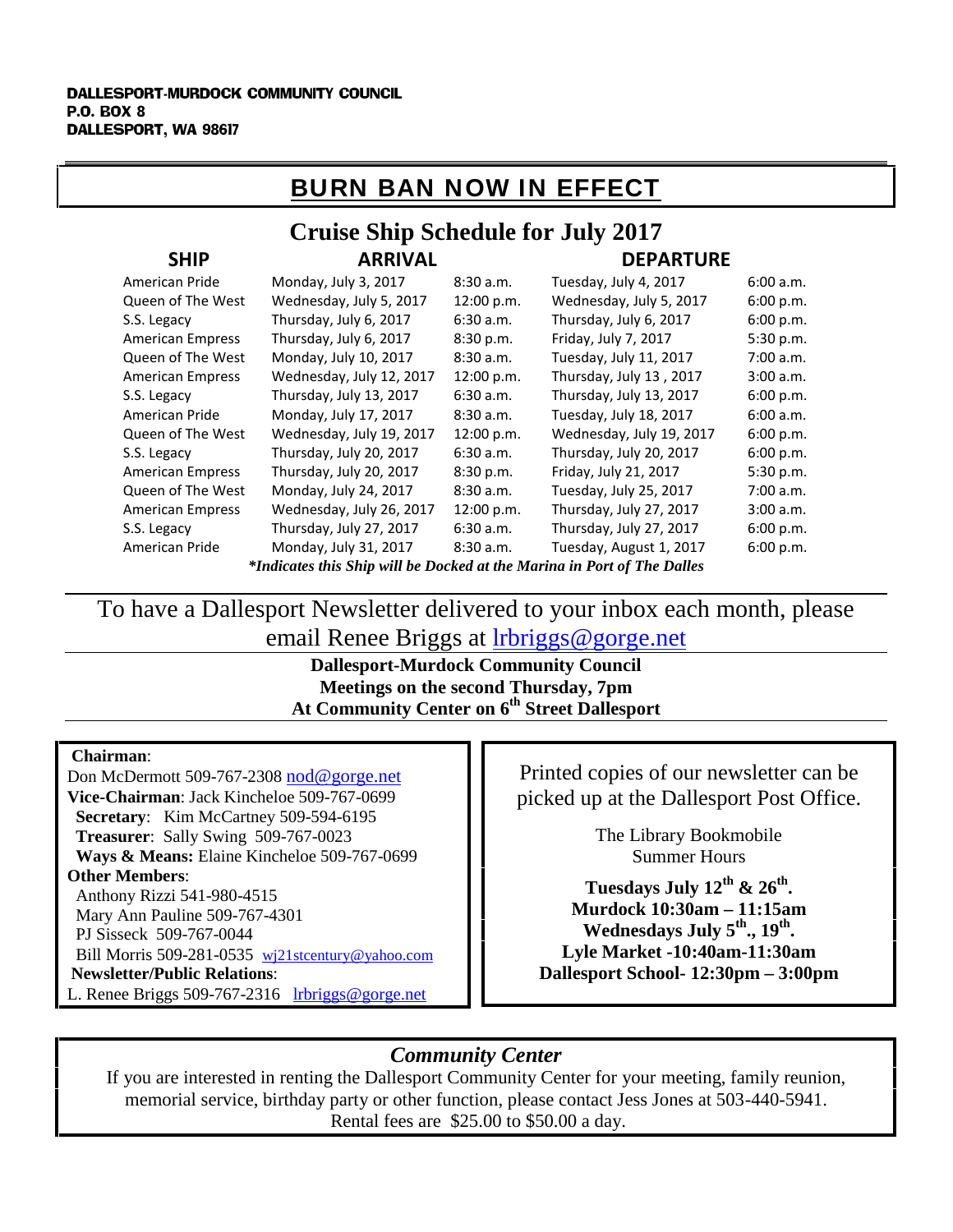**DALLESPORT-MURDOCK COMMUNITY COUNCIL**
**P.O. BOX 8**
**DALLESPORT, WA 98617**

# BURN BAN NOW IN EFFECT

## Cruise Ship Schedule for July 2017

| SHIP | ARRIVAL | | DEPARTURE | |
|---|---|---|---|---|
| American Pride | Monday, July 3, 2017 | 8:30 a.m. | Tuesday, July 4, 2017 | 6:00 a.m. |
| Queen of The West | Wednesday, July 5, 2017 | 12:00 p.m. | Wednesday, July 5, 2017 | 6:00 p.m. |
| S.S. Legacy | Thursday, July 6, 2017 | 6:30 a.m. | Thursday, July 6, 2017 | 6:00 p.m. |
| American Empress | Thursday, July 6, 2017 | 8:30 p.m. | Friday, July 7, 2017 | 5:30 p.m. |
| Queen of The West | Monday, July 10, 2017 | 8:30 a.m. | Tuesday, July 11, 2017 | 7:00 a.m. |
| American Empress | Wednesday, July 12, 2017 | 12:00 p.m. | Thursday, July 13 , 2017 | 3:00 a.m. |
| S.S. Legacy | Thursday, July 13, 2017 | 6:30 a.m. | Thursday, July 13, 2017 | 6:00 p.m. |
| American Pride | Monday, July 17, 2017 | 8:30 a.m. | Tuesday, July 18, 2017 | 6:00 a.m. |
| Queen of The West | Wednesday, July 19, 2017 | 12:00 p.m. | Wednesday, July 19, 2017 | 6:00 p.m. |
| S.S. Legacy | Thursday, July 20, 2017 | 6:30 a.m. | Thursday, July 20, 2017 | 6:00 p.m. |
| American Empress | Thursday, July 20, 2017 | 8:30 p.m. | Friday, July 21, 2017 | 5:30 p.m. |
| Queen of The West | Monday, July 24, 2017 | 8:30 a.m. | Tuesday, July 25, 2017 | 7:00 a.m. |
| American Empress | Wednesday, July 26, 2017 | 12:00 p.m. | Thursday, July 27, 2017 | 3:00 a.m. |
| S.S. Legacy | Thursday, July 27, 2017 | 6:30 a.m. | Thursday, July 27, 2017 | 6:00 p.m. |
| American Pride | Monday, July 31, 2017 | 8:30 a.m. | Tuesday, August 1, 2017 | 6:00 p.m. |

***Indicates this Ship will be Docked at the Marina in Port of The Dalles***

To have a Dallesport Newsletter delivered to your inbox each month, please email Renee Briggs at lrbriggs@gorge.net

**Dallesport-Murdock Community Council**
**Meetings on the second Thursday, 7pm**
**At Community Center on 6th Street Dallesport**

**Chairman**:
Don McDermott 509-767-2308 nod@gorge.net
**Vice-Chairman**: Jack Kincheloe 509-767-0699
**Secretary**: Kim McCartney 509-594-6195
**Treasurer**: Sally Swing 509-767-0023
**Ways & Means:** Elaine Kincheloe 509-767-0699
**Other Members**:
Anthony Rizzi 541-980-4515
Mary Ann Pauline 509-767-4301
PJ Sisseck 509-767-0044
Bill Morris 509-281-0535 wj21stcentury@yahoo.com
**Newsletter/Public Relations**:
L. Renee Briggs 509-767-2316 lrbriggs@gorge.net

Printed copies of our newsletter can be picked up at the Dallesport Post Office.

The Library Bookmobile
Summer Hours

**Tuesdays July 12th & 26th.**
**Murdock 10:30am – 11:15am**
**Wednesdays July 5th., 19th.**
**Lyle Market -10:40am-11:30am**
**Dallesport School- 12:30pm – 3:00pm**

### *Community Center*

If you are interested in renting the Dallesport Community Center for your meeting, family reunion, memorial service, birthday party or other function, please contact Jess Jones at 503-440-5941. Rental fees are $25.00 to $50.00 a day.